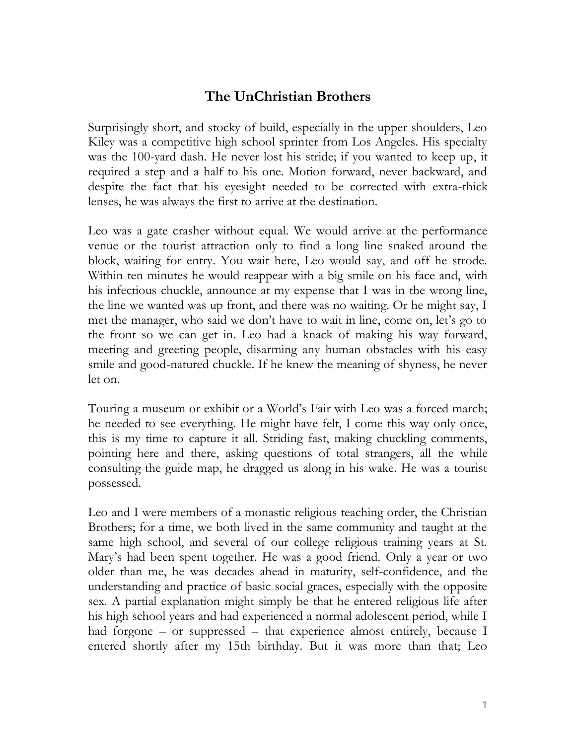# The UnChristian Brothers

Surprisingly short, and stocky of build, especially in the upper shoulders, Leo Kiley was a competitive high school sprinter from Los Angeles. His specialty was the 100-yard dash. He never lost his stride; if you wanted to keep up, it required a step and a half to his one. Motion forward, never backward, and despite the fact that his eyesight needed to be corrected with extra-thick lenses, he was always the first to arrive at the destination.

Leo was a gate crasher without equal. We would arrive at the performance venue or the tourist attraction only to find a long line snaked around the block, waiting for entry. You wait here, Leo would say, and off he strode. Within ten minutes he would reappear with a big smile on his face and, with his infectious chuckle, announce at my expense that I was in the wrong line, the line we wanted was up front, and there was no waiting. Or he might say, I met the manager, who said we don't have to wait in line, come on, let's go to the front so we can get in. Leo had a knack of making his way forward, meeting and greeting people, disarming any human obstacles with his easy smile and good-natured chuckle. If he knew the meaning of shyness, he never let on.

Touring a museum or exhibit or a World's Fair with Leo was a forced march; he needed to see everything. He might have felt, I come this way only once, this is my time to capture it all. Striding fast, making chuckling comments, pointing here and there, asking questions of total strangers, all the while consulting the guide map, he dragged us along in his wake. He was a tourist possessed.

Leo and I were members of a monastic religious teaching order, the Christian Brothers; for a time, we both lived in the same community and taught at the same high school, and several of our college religious training years at St. Mary's had been spent together. He was a good friend. Only a year or two older than me, he was decades ahead in maturity, self-confidence, and the understanding and practice of basic social graces, especially with the opposite sex. A partial explanation might simply be that he entered religious life after his high school years and had experienced a normal adolescent period, while I had forgone – or suppressed – that experience almost entirely, because I entered shortly after my 15th birthday. But it was more than that; Leo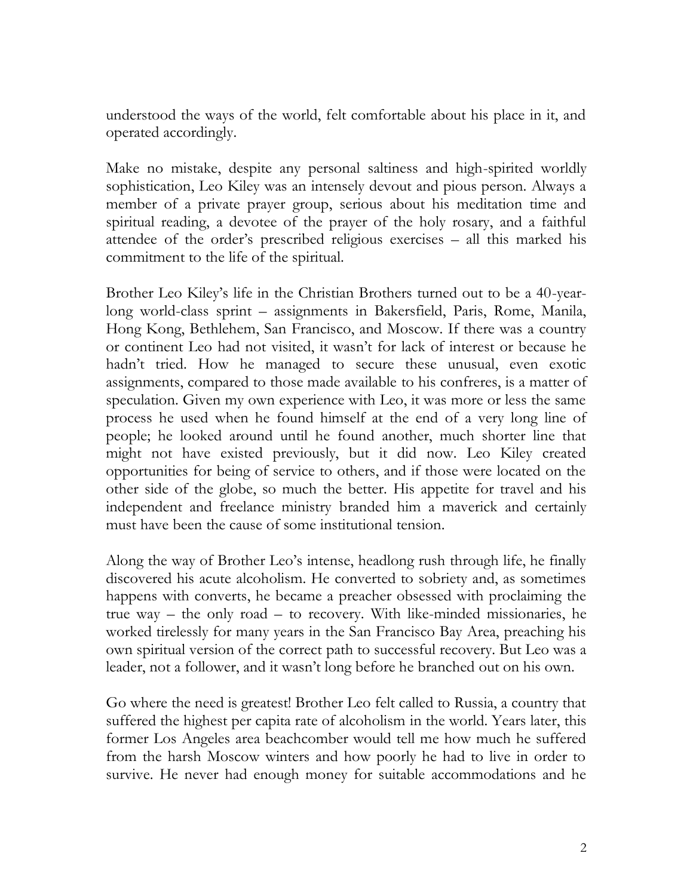understood the ways of the world, felt comfortable about his place in it, and operated accordingly.

Make no mistake, despite any personal saltiness and high-spirited worldly sophistication, Leo Kiley was an intensely devout and pious person. Always a member of a private prayer group, serious about his meditation time and spiritual reading, a devotee of the prayer of the holy rosary, and a faithful attendee of the order's prescribed religious exercises – all this marked his commitment to the life of the spiritual.

Brother Leo Kiley's life in the Christian Brothers turned out to be a 40-year-long world-class sprint – assignments in Bakersfield, Paris, Rome, Manila, Hong Kong, Bethlehem, San Francisco, and Moscow. If there was a country or continent Leo had not visited, it wasn't for lack of interest or because he hadn't tried. How he managed to secure these unusual, even exotic assignments, compared to those made available to his confreres, is a matter of speculation. Given my own experience with Leo, it was more or less the same process he used when he found himself at the end of a very long line of people; he looked around until he found another, much shorter line that might not have existed previously, but it did now. Leo Kiley created opportunities for being of service to others, and if those were located on the other side of the globe, so much the better. His appetite for travel and his independent and freelance ministry branded him a maverick and certainly must have been the cause of some institutional tension.

Along the way of Brother Leo's intense, headlong rush through life, he finally discovered his acute alcoholism. He converted to sobriety and, as sometimes happens with converts, he became a preacher obsessed with proclaiming the true way – the only road – to recovery. With like-minded missionaries, he worked tirelessly for many years in the San Francisco Bay Area, preaching his own spiritual version of the correct path to successful recovery. But Leo was a leader, not a follower, and it wasn't long before he branched out on his own.

Go where the need is greatest! Brother Leo felt called to Russia, a country that suffered the highest per capita rate of alcoholism in the world. Years later, this former Los Angeles area beachcomber would tell me how much he suffered from the harsh Moscow winters and how poorly he had to live in order to survive. He never had enough money for suitable accommodations and he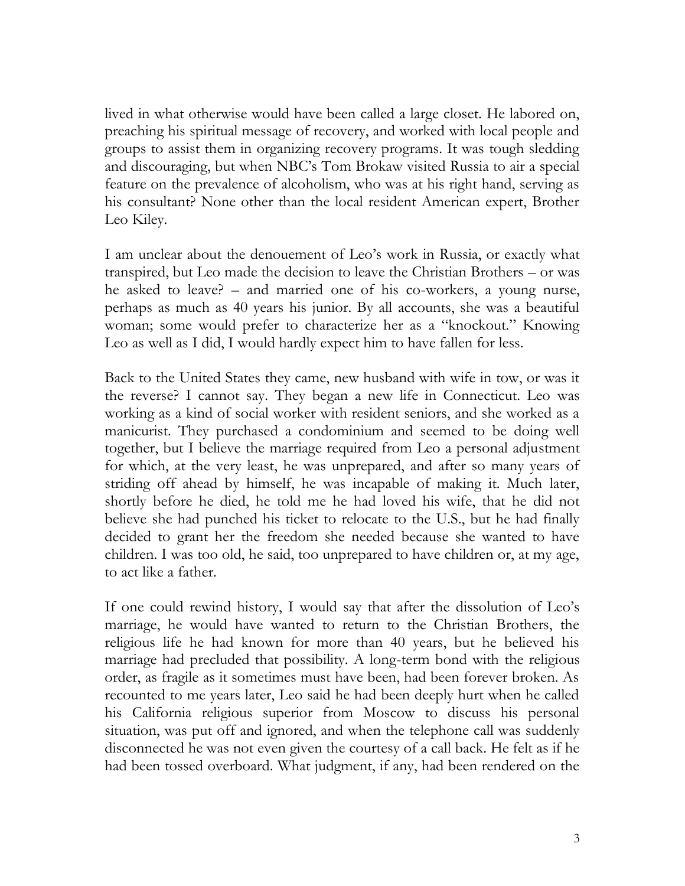lived in what otherwise would have been called a large closet. He labored on, preaching his spiritual message of recovery, and worked with local people and groups to assist them in organizing recovery programs. It was tough sledding and discouraging, but when NBC's Tom Brokaw visited Russia to air a special feature on the prevalence of alcoholism, who was at his right hand, serving as his consultant? None other than the local resident American expert, Brother Leo Kiley.

I am unclear about the denouement of Leo's work in Russia, or exactly what transpired, but Leo made the decision to leave the Christian Brothers – or was he asked to leave? – and married one of his co-workers, a young nurse, perhaps as much as 40 years his junior. By all accounts, she was a beautiful woman; some would prefer to characterize her as a "knockout." Knowing Leo as well as I did, I would hardly expect him to have fallen for less.

Back to the United States they came, new husband with wife in tow, or was it the reverse? I cannot say. They began a new life in Connecticut. Leo was working as a kind of social worker with resident seniors, and she worked as a manicurist. They purchased a condominium and seemed to be doing well together, but I believe the marriage required from Leo a personal adjustment for which, at the very least, he was unprepared, and after so many years of striding off ahead by himself, he was incapable of making it. Much later, shortly before he died, he told me he had loved his wife, that he did not believe she had punched his ticket to relocate to the U.S., but he had finally decided to grant her the freedom she needed because she wanted to have children. I was too old, he said, too unprepared to have children or, at my age, to act like a father.

If one could rewind history, I would say that after the dissolution of Leo's marriage, he would have wanted to return to the Christian Brothers, the religious life he had known for more than 40 years, but he believed his marriage had precluded that possibility. A long-term bond with the religious order, as fragile as it sometimes must have been, had been forever broken. As recounted to me years later, Leo said he had been deeply hurt when he called his California religious superior from Moscow to discuss his personal situation, was put off and ignored, and when the telephone call was suddenly disconnected he was not even given the courtesy of a call back. He felt as if he had been tossed overboard. What judgment, if any, had been rendered on the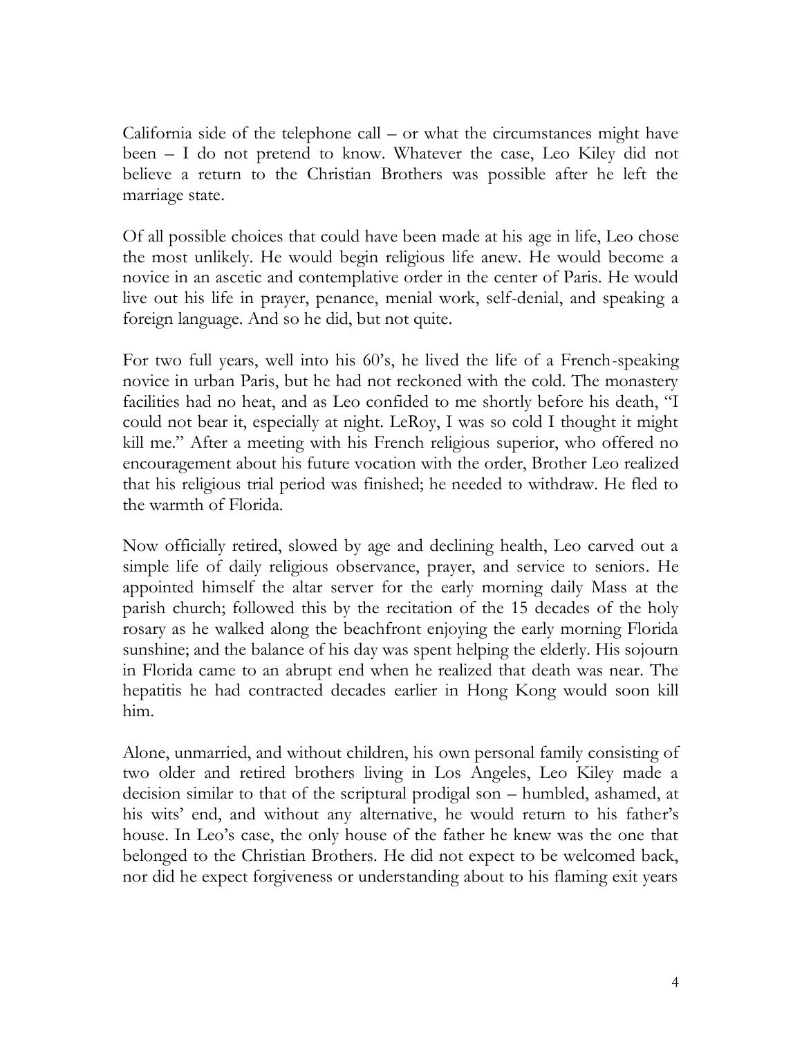California side of the telephone call – or what the circumstances might have been – I do not pretend to know. Whatever the case, Leo Kiley did not believe a return to the Christian Brothers was possible after he left the marriage state.

Of all possible choices that could have been made at his age in life, Leo chose the most unlikely. He would begin religious life anew. He would become a novice in an ascetic and contemplative order in the center of Paris. He would live out his life in prayer, penance, menial work, self-denial, and speaking a foreign language. And so he did, but not quite.

For two full years, well into his 60's, he lived the life of a French-speaking novice in urban Paris, but he had not reckoned with the cold. The monastery facilities had no heat, and as Leo confided to me shortly before his death, "I could not bear it, especially at night. LeRoy, I was so cold I thought it might kill me." After a meeting with his French religious superior, who offered no encouragement about his future vocation with the order, Brother Leo realized that his religious trial period was finished; he needed to withdraw. He fled to the warmth of Florida.

Now officially retired, slowed by age and declining health, Leo carved out a simple life of daily religious observance, prayer, and service to seniors. He appointed himself the altar server for the early morning daily Mass at the parish church; followed this by the recitation of the 15 decades of the holy rosary as he walked along the beachfront enjoying the early morning Florida sunshine; and the balance of his day was spent helping the elderly. His sojourn in Florida came to an abrupt end when he realized that death was near. The hepatitis he had contracted decades earlier in Hong Kong would soon kill him.

Alone, unmarried, and without children, his own personal family consisting of two older and retired brothers living in Los Angeles, Leo Kiley made a decision similar to that of the scriptural prodigal son – humbled, ashamed, at his wits' end, and without any alternative, he would return to his father's house. In Leo's case, the only house of the father he knew was the one that belonged to the Christian Brothers. He did not expect to be welcomed back, nor did he expect forgiveness or understanding about to his flaming exit years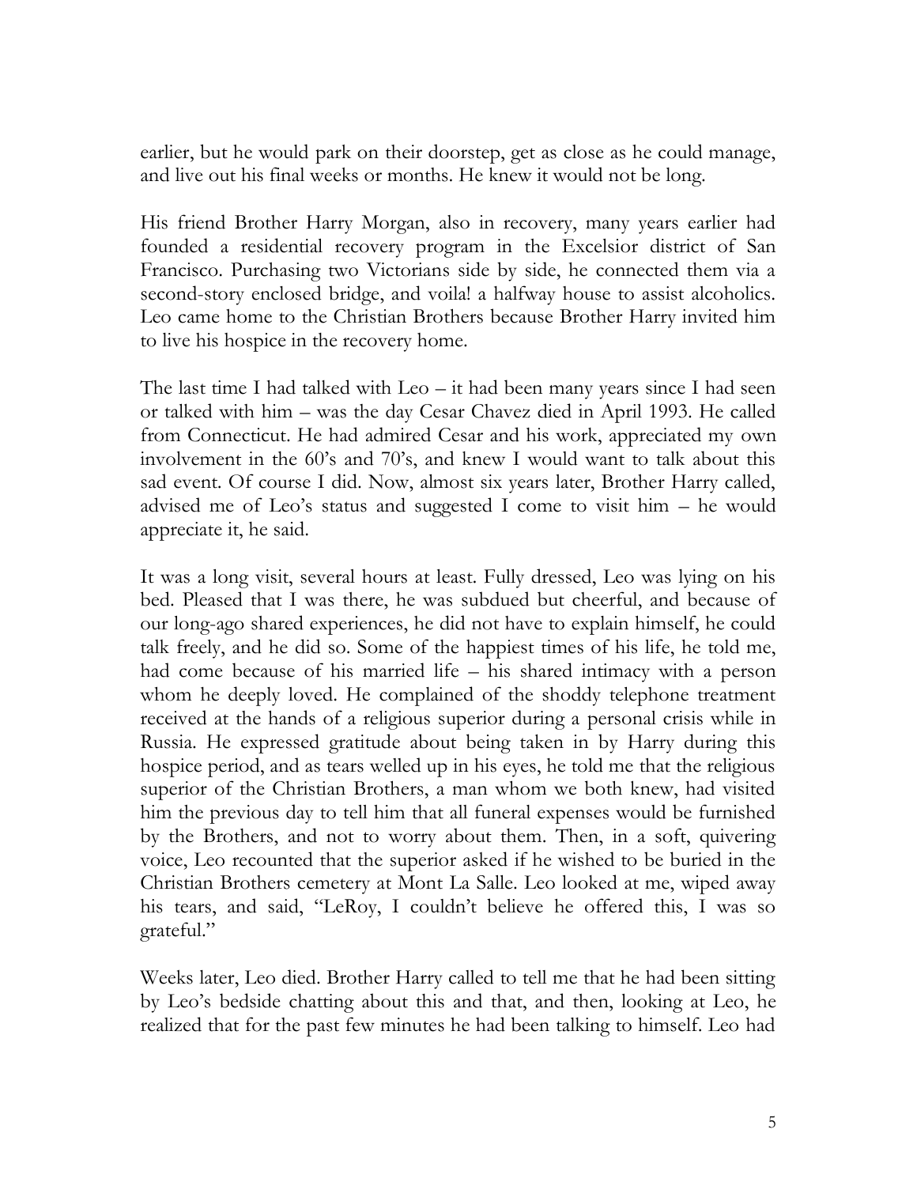earlier, but he would park on their doorstep, get as close as he could manage, and live out his final weeks or months. He knew it would not be long.

His friend Brother Harry Morgan, also in recovery, many years earlier had founded a residential recovery program in the Excelsior district of San Francisco. Purchasing two Victorians side by side, he connected them via a second-story enclosed bridge, and voila! a halfway house to assist alcoholics. Leo came home to the Christian Brothers because Brother Harry invited him to live his hospice in the recovery home.

The last time I had talked with Leo – it had been many years since I had seen or talked with him – was the day Cesar Chavez died in April 1993. He called from Connecticut. He had admired Cesar and his work, appreciated my own involvement in the 60's and 70's, and knew I would want to talk about this sad event. Of course I did. Now, almost six years later, Brother Harry called, advised me of Leo's status and suggested I come to visit him – he would appreciate it, he said.

It was a long visit, several hours at least. Fully dressed, Leo was lying on his bed. Pleased that I was there, he was subdued but cheerful, and because of our long-ago shared experiences, he did not have to explain himself, he could talk freely, and he did so. Some of the happiest times of his life, he told me, had come because of his married life – his shared intimacy with a person whom he deeply loved. He complained of the shoddy telephone treatment received at the hands of a religious superior during a personal crisis while in Russia. He expressed gratitude about being taken in by Harry during this hospice period, and as tears welled up in his eyes, he told me that the religious superior of the Christian Brothers, a man whom we both knew, had visited him the previous day to tell him that all funeral expenses would be furnished by the Brothers, and not to worry about them. Then, in a soft, quivering voice, Leo recounted that the superior asked if he wished to be buried in the Christian Brothers cemetery at Mont La Salle. Leo looked at me, wiped away his tears, and said, "LeRoy, I couldn't believe he offered this, I was so grateful."

Weeks later, Leo died. Brother Harry called to tell me that he had been sitting by Leo's bedside chatting about this and that, and then, looking at Leo, he realized that for the past few minutes he had been talking to himself. Leo had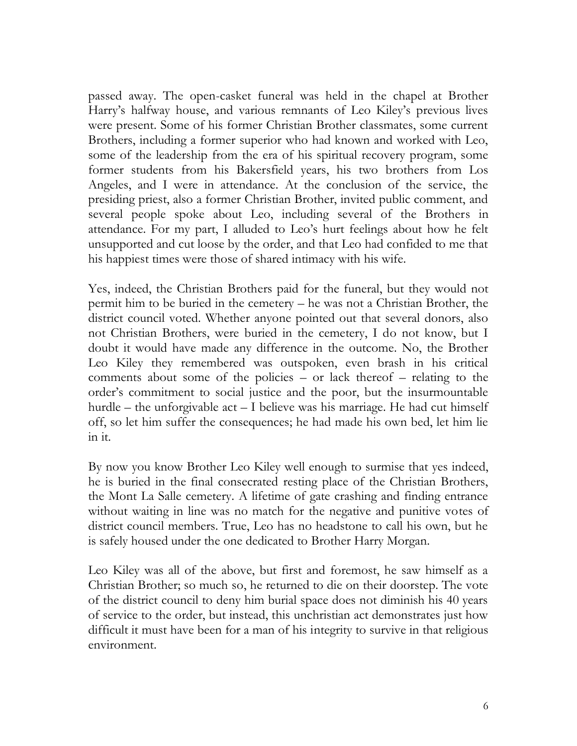passed away. The open-casket funeral was held in the chapel at Brother Harry's halfway house, and various remnants of Leo Kiley's previous lives were present. Some of his former Christian Brother classmates, some current Brothers, including a former superior who had known and worked with Leo, some of the leadership from the era of his spiritual recovery program, some former students from his Bakersfield years, his two brothers from Los Angeles, and I were in attendance. At the conclusion of the service, the presiding priest, also a former Christian Brother, invited public comment, and several people spoke about Leo, including several of the Brothers in attendance. For my part, I alluded to Leo's hurt feelings about how he felt unsupported and cut loose by the order, and that Leo had confided to me that his happiest times were those of shared intimacy with his wife.

Yes, indeed, the Christian Brothers paid for the funeral, but they would not permit him to be buried in the cemetery – he was not a Christian Brother, the district council voted. Whether anyone pointed out that several donors, also not Christian Brothers, were buried in the cemetery, I do not know, but I doubt it would have made any difference in the outcome. No, the Brother Leo Kiley they remembered was outspoken, even brash in his critical comments about some of the policies – or lack thereof – relating to the order's commitment to social justice and the poor, but the insurmountable hurdle – the unforgivable act – I believe was his marriage. He had cut himself off, so let him suffer the consequences; he had made his own bed, let him lie in it.

By now you know Brother Leo Kiley well enough to surmise that yes indeed, he is buried in the final consecrated resting place of the Christian Brothers, the Mont La Salle cemetery. A lifetime of gate crashing and finding entrance without waiting in line was no match for the negative and punitive votes of district council members. True, Leo has no headstone to call his own, but he is safely housed under the one dedicated to Brother Harry Morgan.

Leo Kiley was all of the above, but first and foremost, he saw himself as a Christian Brother; so much so, he returned to die on their doorstep. The vote of the district council to deny him burial space does not diminish his 40 years of service to the order, but instead, this unchristian act demonstrates just how difficult it must have been for a man of his integrity to survive in that religious environment.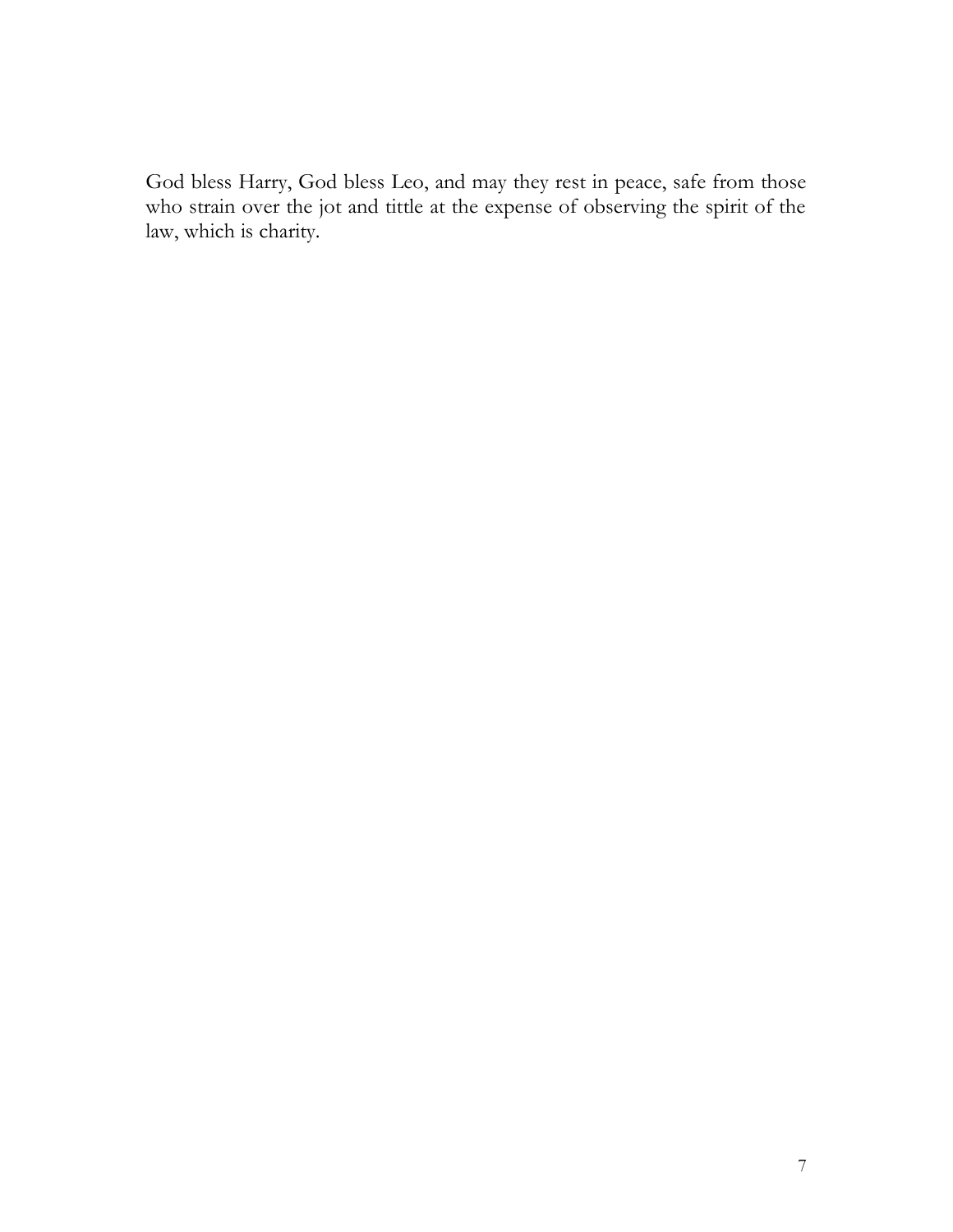God bless Harry, God bless Leo, and may they rest in peace, safe from those who strain over the jot and tittle at the expense of observing the spirit of the law, which is charity.